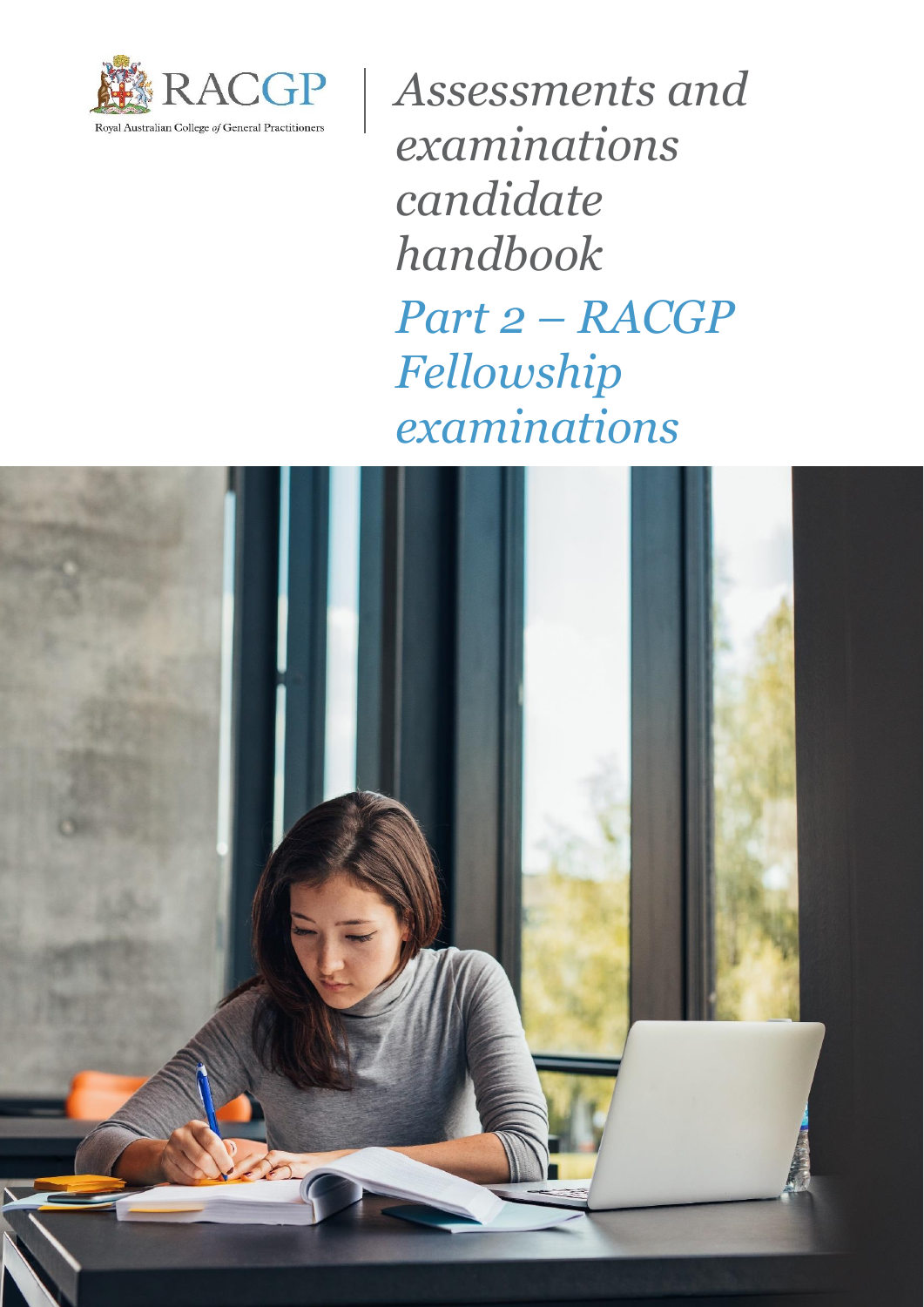Royal Australian College of General Practitioners

# Assessments and examinations candidate handbook

## Part 2 – RACGP Fellowship examinations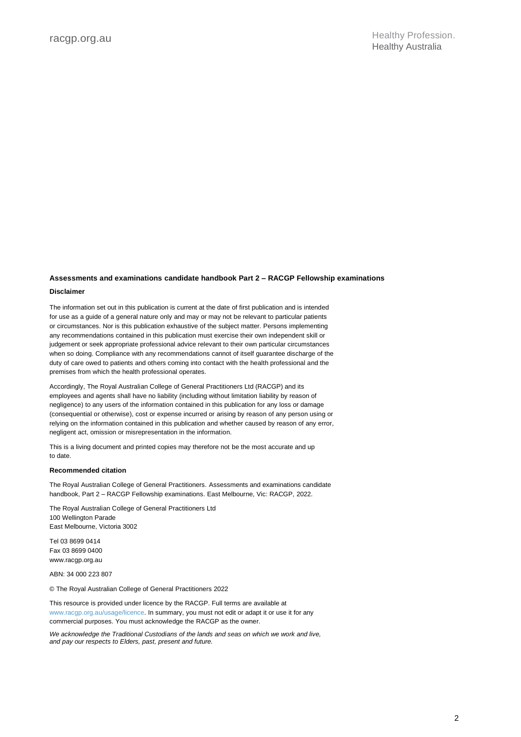**Assessments and examinations candidate handbook Part 2 – RACGP Fellowship examinations**

**Disclaimer**

The information set out in this publication is current at the date of first publication and is intended for use as a guide of a general nature only and may or may not be relevant to particular patients or circumstances. Nor is this publication exhaustive of the subject matter. Persons implementing any recommendations contained in this publication must exercise their own independent skill or judgement or seek appropriate professional advice relevant to their own particular circumstances when so doing. Compliance with any recommendations cannot of itself guarantee discharge of the duty of care owed to patients and others coming into contact with the health professional and the premises from which the health professional operates.

Accordingly, The Royal Australian College of General Practitioners Ltd (RACGP) and its employees and agents shall have no liability (including without limitation liability by reason of negligence) to any users of the information contained in this publication for any loss or damage (consequential or otherwise), cost or expense incurred or arising by reason of any person using or relying on the information contained in this publication and whether caused by reason of any error, negligent act, omission or misrepresentation in the information.

This is a living document and printed copies may therefore not be the most accurate and up to date.

**Recommended citation**

The Royal Australian College of General Practitioners. Assessments and examinations candidate handbook, Part 2 – RACGP Fellowship examinations. East Melbourne, Vic: RACGP, 2022.

The Royal Australian College of General Practitioners Ltd
100 Wellington Parade
East Melbourne, Victoria 3002

Tel 03 8699 0414
Fax 03 8699 0400
www.racgp.org.au

ABN: 34 000 223 807

© The Royal Australian College of General Practitioners 2022

This resource is provided under licence by the RACGP. Full terms are available at www.racgp.org.au/usage/licence. In summary, you must not edit or adapt it or use it for any commercial purposes. You must acknowledge the RACGP as the owner.

*We acknowledge the Traditional Custodians of the lands and seas on which we work and live, and pay our respects to Elders, past, present and future.*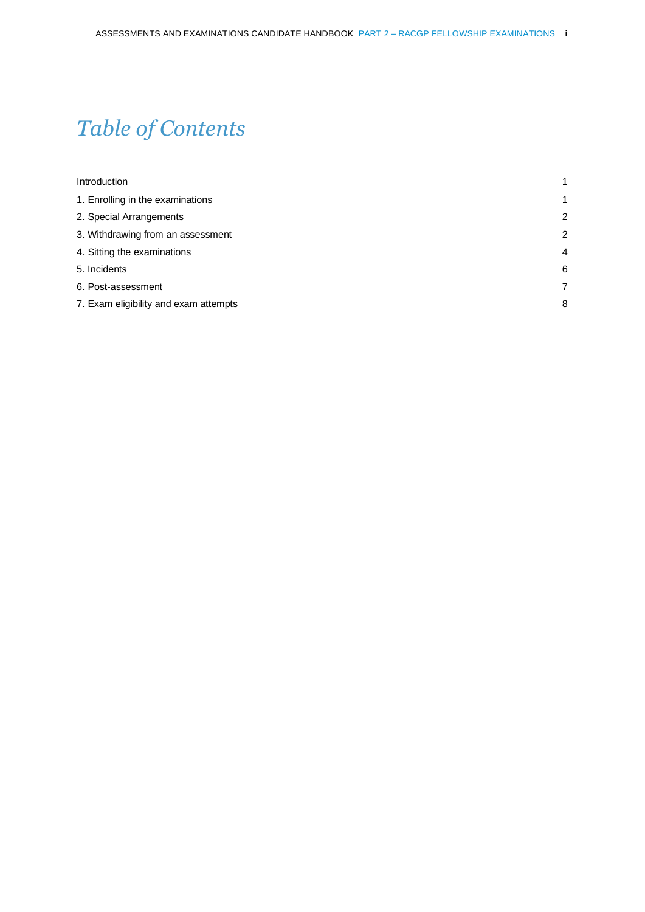# *Table of Contents*

| | |
|---|---|
| Introduction | 1 |
| 1. Enrolling in the examinations | 1 |
| 2. Special Arrangements | 2 |
| 3. Withdrawing from an assessment | 2 |
| 4. Sitting the examinations | 4 |
| 5. Incidents | 6 |
| 6. Post-assessment | 7 |
| 7. Exam eligibility and exam attempts | 8 |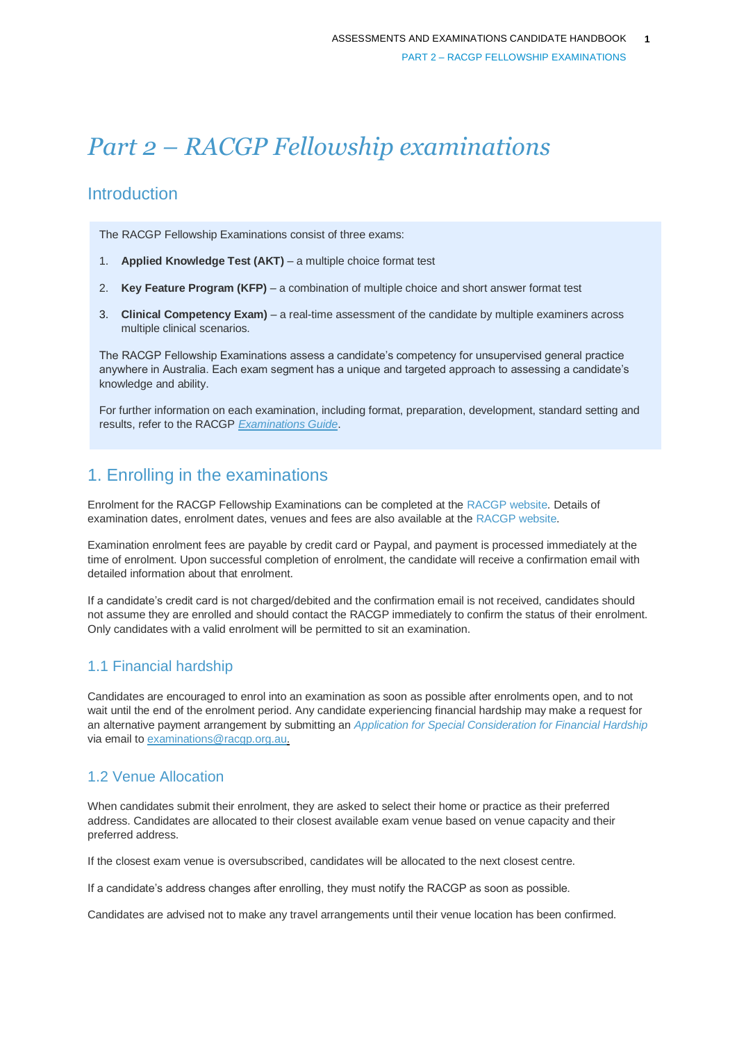# *Part 2 – RACGP Fellowship examinations*

## Introduction

The RACGP Fellowship Examinations consist of three exams:

1. **Applied Knowledge Test (AKT)** – a multiple choice format test
2. **Key Feature Program (KFP)** – a combination of multiple choice and short answer format test
3. **Clinical Competency Exam)** – a real-time assessment of the candidate by multiple examiners across multiple clinical scenarios.

The RACGP Fellowship Examinations assess a candidate's competency for unsupervised general practice anywhere in Australia. Each exam segment has a unique and targeted approach to assessing a candidate's knowledge and ability.

For further information on each examination, including format, preparation, development, standard setting and results, refer to the RACGP *Examinations Guide*.

## 1. Enrolling in the examinations

Enrolment for the RACGP Fellowship Examinations can be completed at the RACGP website. Details of examination dates, enrolment dates, venues and fees are also available at the RACGP website.

Examination enrolment fees are payable by credit card or Paypal, and payment is processed immediately at the time of enrolment. Upon successful completion of enrolment, the candidate will receive a confirmation email with detailed information about that enrolment.

If a candidate's credit card is not charged/debited and the confirmation email is not received, candidates should not assume they are enrolled and should contact the RACGP immediately to confirm the status of their enrolment. Only candidates with a valid enrolment will be permitted to sit an examination.

### 1.1 Financial hardship

Candidates are encouraged to enrol into an examination as soon as possible after enrolments open, and to not wait until the end of the enrolment period. Any candidate experiencing financial hardship may make a request for an alternative payment arrangement by submitting an *Application for Special Consideration for Financial Hardship* via email to examinations@racgp.org.au.

### 1.2 Venue Allocation

When candidates submit their enrolment, they are asked to select their home or practice as their preferred address. Candidates are allocated to their closest available exam venue based on venue capacity and their preferred address.

If the closest exam venue is oversubscribed, candidates will be allocated to the next closest centre.

If a candidate's address changes after enrolling, they must notify the RACGP as soon as possible.

Candidates are advised not to make any travel arrangements until their venue location has been confirmed.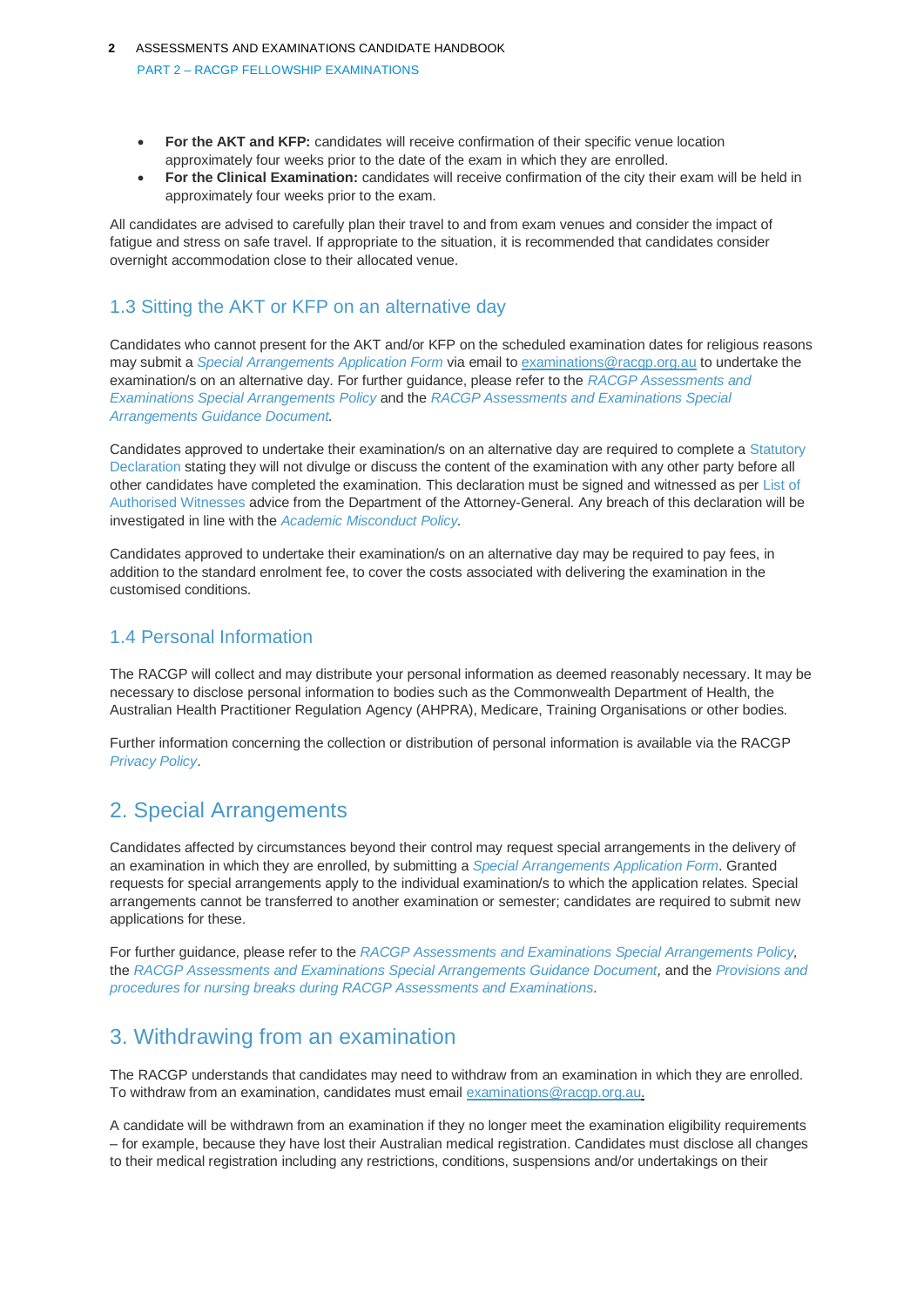- **For the AKT and KFP:** candidates will receive confirmation of their specific venue location approximately four weeks prior to the date of the exam in which they are enrolled.
- **For the Clinical Examination:** candidates will receive confirmation of the city their exam will be held in approximately four weeks prior to the exam.

All candidates are advised to carefully plan their travel to and from exam venues and consider the impact of fatigue and stress on safe travel. If appropriate to the situation, it is recommended that candidates consider overnight accommodation close to their allocated venue.

### 1.3 Sitting the AKT or KFP on an alternative day

Candidates who cannot present for the AKT and/or KFP on the scheduled examination dates for religious reasons may submit a *Special Arrangements Application Form* via email to examinations@racgp.org.au to undertake the examination/s on an alternative day. For further guidance, please refer to the *RACGP Assessments and Examinations Special Arrangements Policy* and the *RACGP Assessments and Examinations Special Arrangements Guidance Document*.

Candidates approved to undertake their examination/s on an alternative day are required to complete a Statutory Declaration stating they will not divulge or discuss the content of the examination with any other party before all other candidates have completed the examination. This declaration must be signed and witnessed as per List of Authorised Witnesses advice from the Department of the Attorney-General. Any breach of this declaration will be investigated in line with the *Academic Misconduct Policy*.

Candidates approved to undertake their examination/s on an alternative day may be required to pay fees, in addition to the standard enrolment fee, to cover the costs associated with delivering the examination in the customised conditions.

### 1.4 Personal Information

The RACGP will collect and may distribute your personal information as deemed reasonably necessary. It may be necessary to disclose personal information to bodies such as the Commonwealth Department of Health, the Australian Health Practitioner Regulation Agency (AHPRA), Medicare, Training Organisations or other bodies.

Further information concerning the collection or distribution of personal information is available via the RACGP *Privacy Policy*.

## 2. Special Arrangements

Candidates affected by circumstances beyond their control may request special arrangements in the delivery of an examination in which they are enrolled, by submitting a *Special Arrangements Application Form*. Granted requests for special arrangements apply to the individual examination/s to which the application relates. Special arrangements cannot be transferred to another examination or semester; candidates are required to submit new applications for these.

For further guidance, please refer to the *RACGP Assessments and Examinations Special Arrangements Policy*, the *RACGP Assessments and Examinations Special Arrangements Guidance Document*, and the *Provisions and procedures for nursing breaks during RACGP Assessments and Examinations*.

## 3. Withdrawing from an examination

The RACGP understands that candidates may need to withdraw from an examination in which they are enrolled. To withdraw from an examination, candidates must email examinations@racgp.org.au.

A candidate will be withdrawn from an examination if they no longer meet the examination eligibility requirements – for example, because they have lost their Australian medical registration. Candidates must disclose all changes to their medical registration including any restrictions, conditions, suspensions and/or undertakings on their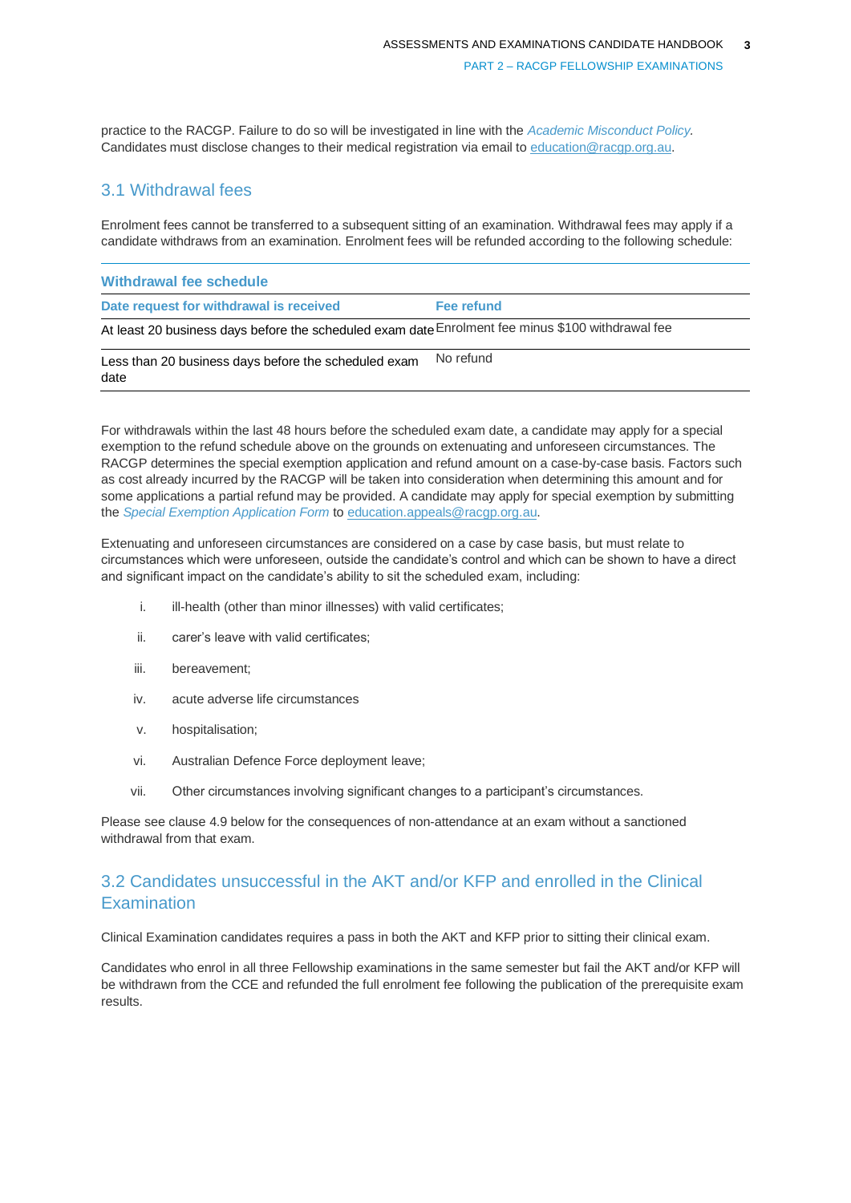practice to the RACGP. Failure to do so will be investigated in line with the *Academic Misconduct Policy*. Candidates must disclose changes to their medical registration via email to education@racgp.org.au.

## 3.1 Withdrawal fees

Enrolment fees cannot be transferred to a subsequent sitting of an examination. Withdrawal fees may apply if a candidate withdraws from an examination. Enrolment fees will be refunded according to the following schedule:

**Withdrawal fee schedule**

| Date request for withdrawal is received | Fee refund |
|---|---|
| At least 20 business days before the scheduled exam date | Enrolment fee minus $100 withdrawal fee |
| Less than 20 business days before the scheduled exam date | No refund |

For withdrawals within the last 48 hours before the scheduled exam date, a candidate may apply for a special exemption to the refund schedule above on the grounds on extenuating and unforeseen circumstances. The RACGP determines the special exemption application and refund amount on a case-by-case basis. Factors such as cost already incurred by the RACGP will be taken into consideration when determining this amount and for some applications a partial refund may be provided. A candidate may apply for special exemption by submitting the *Special Exemption Application Form* to education.appeals@racgp.org.au.

Extenuating and unforeseen circumstances are considered on a case by case basis, but must relate to circumstances which were unforeseen, outside the candidate's control and which can be shown to have a direct and significant impact on the candidate's ability to sit the scheduled exam, including:

i. ill-health (other than minor illnesses) with valid certificates;

ii. carer's leave with valid certificates;

iii. bereavement;

iv. acute adverse life circumstances

v. hospitalisation;

vi. Australian Defence Force deployment leave;

vii. Other circumstances involving significant changes to a participant's circumstances.

Please see clause 4.9 below for the consequences of non-attendance at an exam without a sanctioned withdrawal from that exam.

## 3.2 Candidates unsuccessful in the AKT and/or KFP and enrolled in the Clinical Examination

Clinical Examination candidates requires a pass in both the AKT and KFP prior to sitting their clinical exam.

Candidates who enrol in all three Fellowship examinations in the same semester but fail the AKT and/or KFP will be withdrawn from the CCE and refunded the full enrolment fee following the publication of the prerequisite exam results.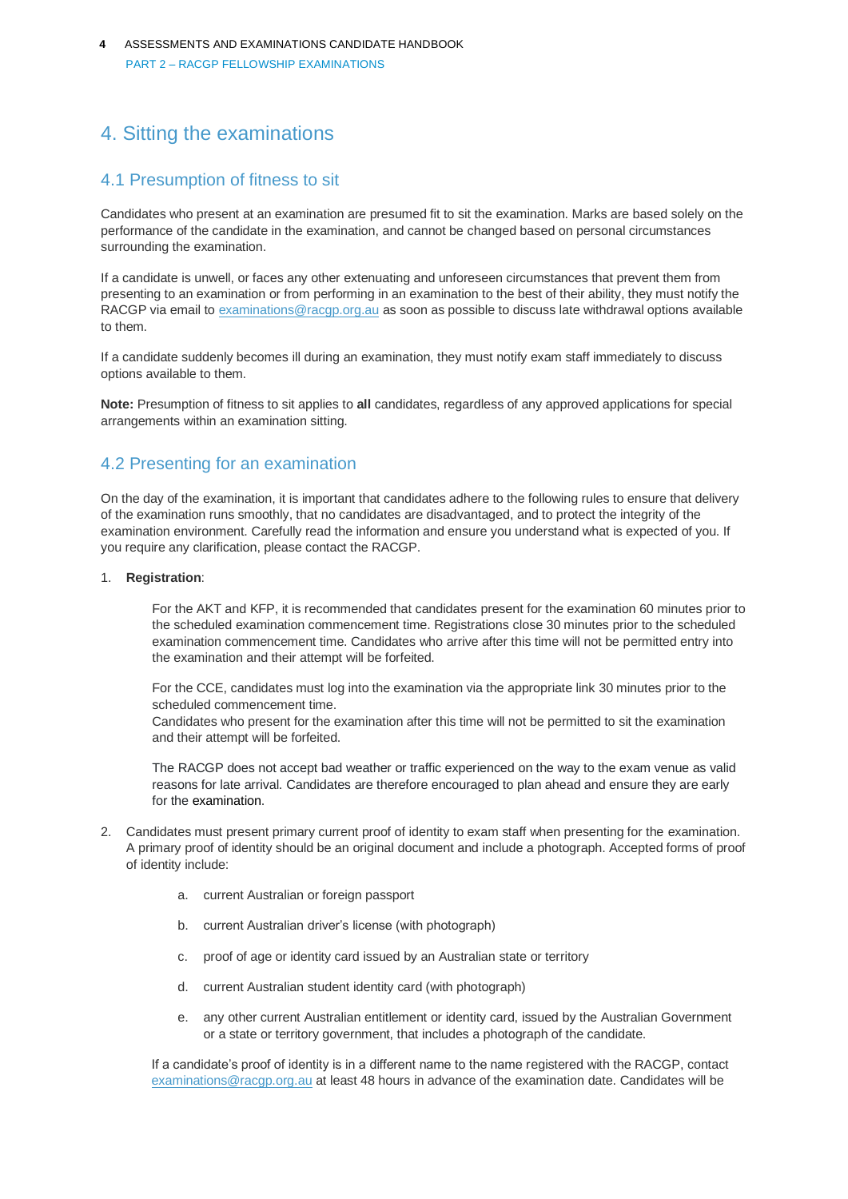# 4. Sitting the examinations

## 4.1 Presumption of fitness to sit

Candidates who present at an examination are presumed fit to sit the examination. Marks are based solely on the performance of the candidate in the examination, and cannot be changed based on personal circumstances surrounding the examination.

If a candidate is unwell, or faces any other extenuating and unforeseen circumstances that prevent them from presenting to an examination or from performing in an examination to the best of their ability, they must notify the RACGP via email to examinations@racgp.org.au as soon as possible to discuss late withdrawal options available to them.

If a candidate suddenly becomes ill during an examination, they must notify exam staff immediately to discuss options available to them.

**Note:** Presumption of fitness to sit applies to **all** candidates, regardless of any approved applications for special arrangements within an examination sitting.

## 4.2 Presenting for an examination

On the day of the examination, it is important that candidates adhere to the following rules to ensure that delivery of the examination runs smoothly, that no candidates are disadvantaged, and to protect the integrity of the examination environment. Carefully read the information and ensure you understand what is expected of you. If you require any clarification, please contact the RACGP.

1. **Registration**:

   For the AKT and KFP, it is recommended that candidates present for the examination 60 minutes prior to the scheduled examination commencement time. Registrations close 30 minutes prior to the scheduled examination commencement time. Candidates who arrive after this time will not be permitted entry into the examination and their attempt will be forfeited.

   For the CCE, candidates must log into the examination via the appropriate link 30 minutes prior to the scheduled commencement time.
   Candidates who present for the examination after this time will not be permitted to sit the examination and their attempt will be forfeited.

   The RACGP does not accept bad weather or traffic experienced on the way to the exam venue as valid reasons for late arrival. Candidates are therefore encouraged to plan ahead and ensure they are early for the examination.

2. Candidates must present primary current proof of identity to exam staff when presenting for the examination. A primary proof of identity should be an original document and include a photograph. Accepted forms of proof of identity include:

   a. current Australian or foreign passport

   b. current Australian driver's license (with photograph)

   c. proof of age or identity card issued by an Australian state or territory

   d. current Australian student identity card (with photograph)

   e. any other current Australian entitlement or identity card, issued by the Australian Government or a state or territory government, that includes a photograph of the candidate.

   If a candidate's proof of identity is in a different name to the name registered with the RACGP, contact examinations@racgp.org.au at least 48 hours in advance of the examination date. Candidates will be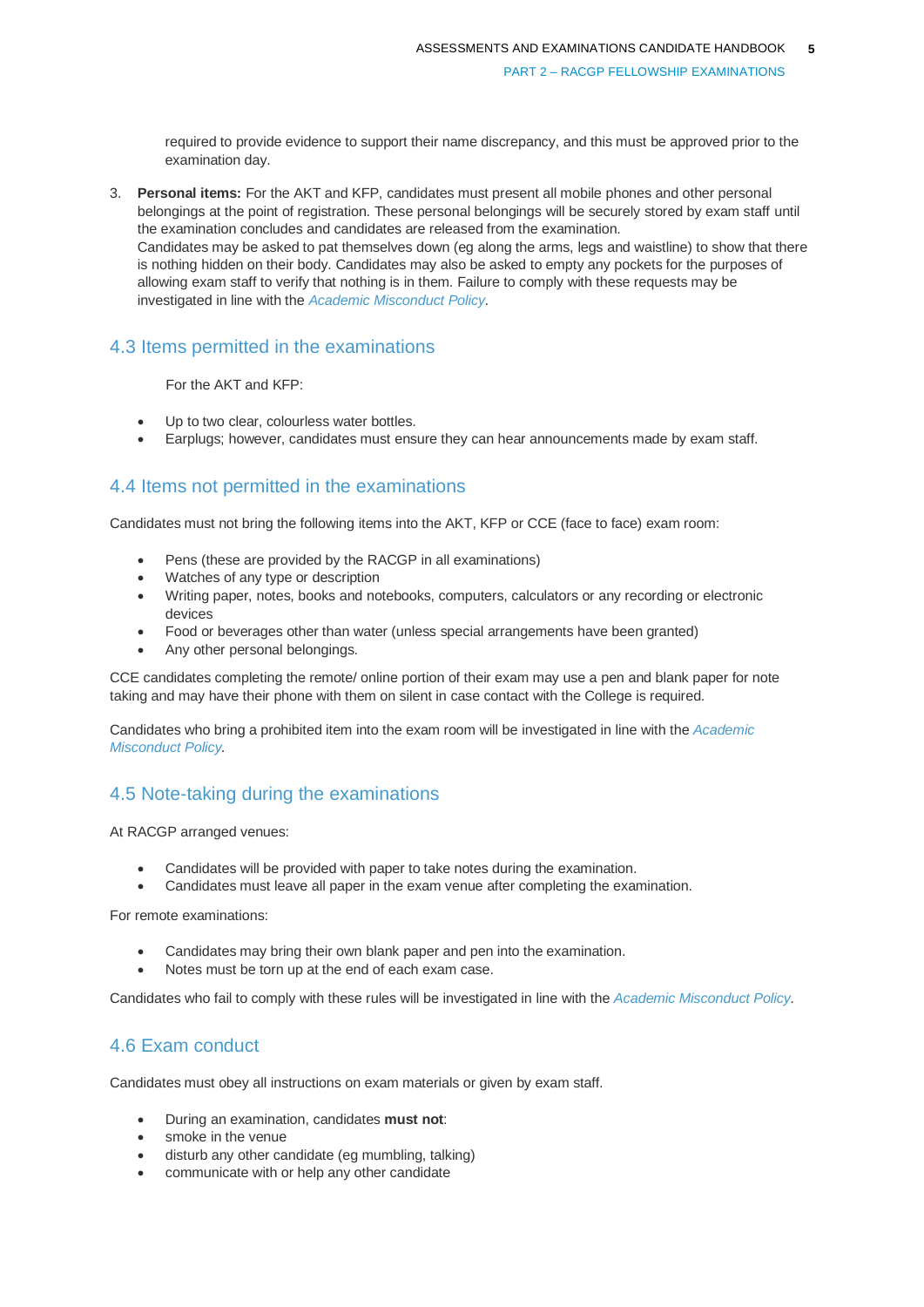required to provide evidence to support their name discrepancy, and this must be approved prior to the examination day.

3. **Personal items:** For the AKT and KFP, candidates must present all mobile phones and other personal belongings at the point of registration. These personal belongings will be securely stored by exam staff until the examination concludes and candidates are released from the examination.
   Candidates may be asked to pat themselves down (eg along the arms, legs and waistline) to show that there is nothing hidden on their body. Candidates may also be asked to empty any pockets for the purposes of allowing exam staff to verify that nothing is in them. Failure to comply with these requests may be investigated in line with the *Academic Misconduct Policy*.

## 4.3 Items permitted in the examinations

For the AKT and KFP:

- Up to two clear, colourless water bottles.
- Earplugs; however, candidates must ensure they can hear announcements made by exam staff.

## 4.4 Items not permitted in the examinations

Candidates must not bring the following items into the AKT, KFP or CCE (face to face) exam room:

- Pens (these are provided by the RACGP in all examinations)
- Watches of any type or description
- Writing paper, notes, books and notebooks, computers, calculators or any recording or electronic devices
- Food or beverages other than water (unless special arrangements have been granted)
- Any other personal belongings.

CCE candidates completing the remote/ online portion of their exam may use a pen and blank paper for note taking and may have their phone with them on silent in case contact with the College is required.

Candidates who bring a prohibited item into the exam room will be investigated in line with the *Academic Misconduct Policy*.

## 4.5 Note-taking during the examinations

At RACGP arranged venues:

- Candidates will be provided with paper to take notes during the examination.
- Candidates must leave all paper in the exam venue after completing the examination.

For remote examinations:

- Candidates may bring their own blank paper and pen into the examination.
- Notes must be torn up at the end of each exam case.

Candidates who fail to comply with these rules will be investigated in line with the *Academic Misconduct Policy*.

## 4.6 Exam conduct

Candidates must obey all instructions on exam materials or given by exam staff.

- During an examination, candidates **must not**:
- smoke in the venue
- disturb any other candidate (eg mumbling, talking)
- communicate with or help any other candidate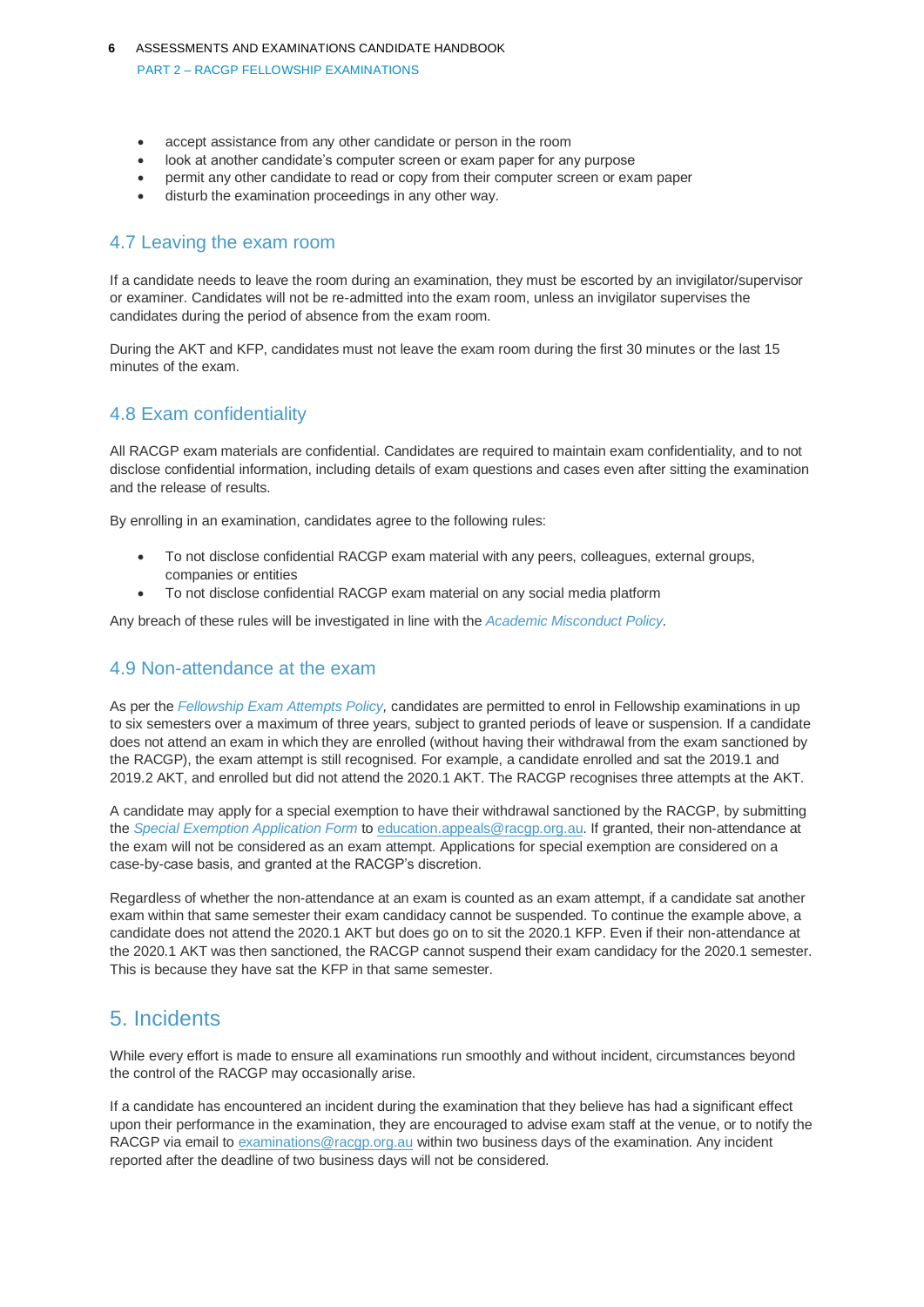- accept assistance from any other candidate or person in the room
- look at another candidate's computer screen or exam paper for any purpose
- permit any other candidate to read or copy from their computer screen or exam paper
- disturb the examination proceedings in any other way.

## 4.7 Leaving the exam room

If a candidate needs to leave the room during an examination, they must be escorted by an invigilator/supervisor or examiner. Candidates will not be re-admitted into the exam room, unless an invigilator supervises the candidates during the period of absence from the exam room.

During the AKT and KFP, candidates must not leave the exam room during the first 30 minutes or the last 15 minutes of the exam.

## 4.8 Exam confidentiality

All RACGP exam materials are confidential. Candidates are required to maintain exam confidentiality, and to not disclose confidential information, including details of exam questions and cases even after sitting the examination and the release of results.

By enrolling in an examination, candidates agree to the following rules:

- To not disclose confidential RACGP exam material with any peers, colleagues, external groups, companies or entities
- To not disclose confidential RACGP exam material on any social media platform

Any breach of these rules will be investigated in line with the *Academic Misconduct Policy*.

## 4.9 Non-attendance at the exam

As per the *Fellowship Exam Attempts Policy*, candidates are permitted to enrol in Fellowship examinations in up to six semesters over a maximum of three years, subject to granted periods of leave or suspension. If a candidate does not attend an exam in which they are enrolled (without having their withdrawal from the exam sanctioned by the RACGP), the exam attempt is still recognised. For example, a candidate enrolled and sat the 2019.1 and 2019.2 AKT, and enrolled but did not attend the 2020.1 AKT. The RACGP recognises three attempts at the AKT.

A candidate may apply for a special exemption to have their withdrawal sanctioned by the RACGP, by submitting the *Special Exemption Application Form* to education.appeals@racgp.org.au. If granted, their non-attendance at the exam will not be considered as an exam attempt. Applications for special exemption are considered on a case-by-case basis, and granted at the RACGP's discretion.

Regardless of whether the non-attendance at an exam is counted as an exam attempt, if a candidate sat another exam within that same semester their exam candidacy cannot be suspended. To continue the example above, a candidate does not attend the 2020.1 AKT but does go on to sit the 2020.1 KFP. Even if their non-attendance at the 2020.1 AKT was then sanctioned, the RACGP cannot suspend their exam candidacy for the 2020.1 semester. This is because they have sat the KFP in that same semester.

# 5. Incidents

While every effort is made to ensure all examinations run smoothly and without incident, circumstances beyond the control of the RACGP may occasionally arise.

If a candidate has encountered an incident during the examination that they believe has had a significant effect upon their performance in the examination, they are encouraged to advise exam staff at the venue, or to notify the RACGP via email to examinations@racgp.org.au within two business days of the examination. Any incident reported after the deadline of two business days will not be considered.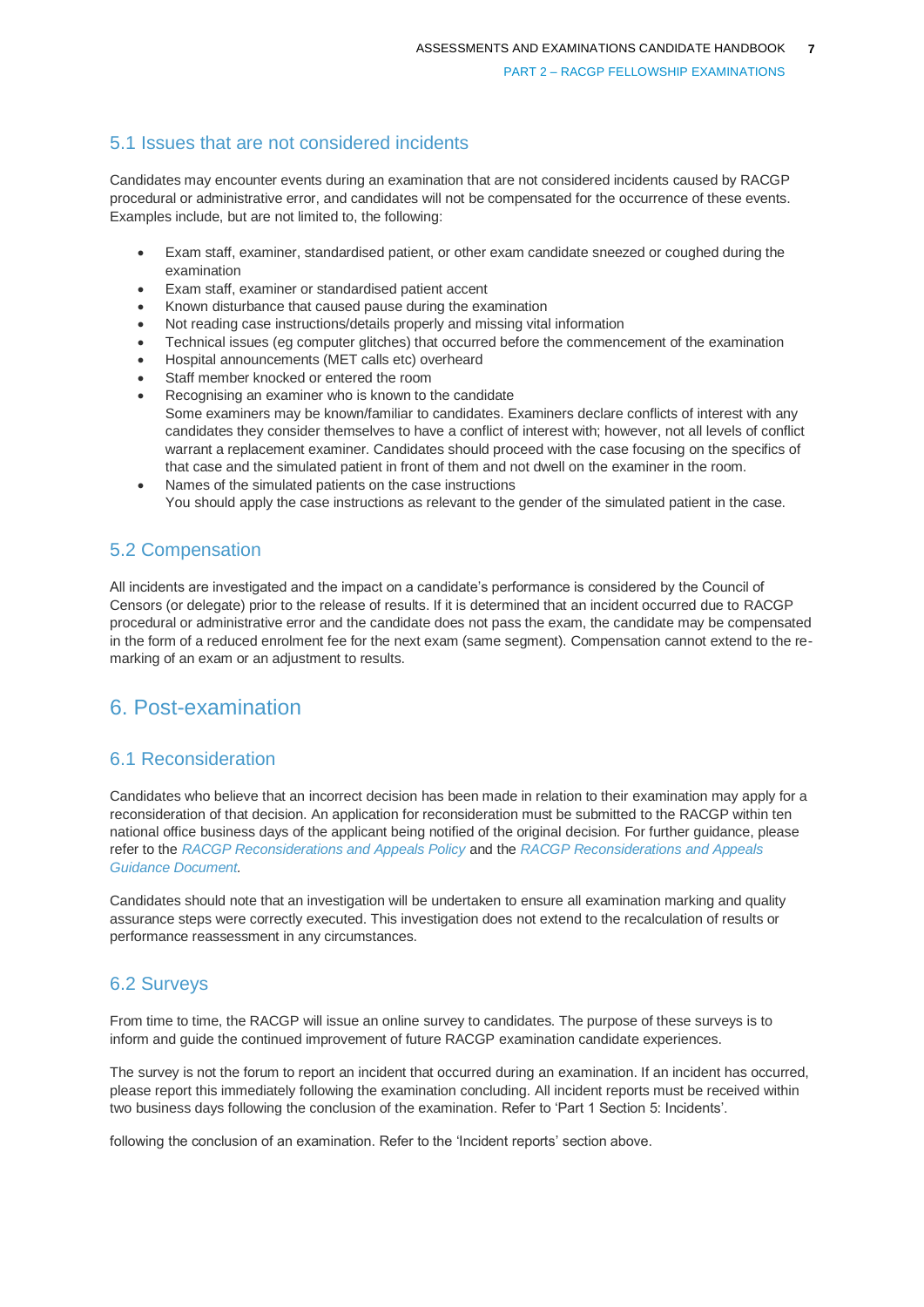### 5.1 Issues that are not considered incidents

Candidates may encounter events during an examination that are not considered incidents caused by RACGP procedural or administrative error, and candidates will not be compensated for the occurrence of these events. Examples include, but are not limited to, the following:

- Exam staff, examiner, standardised patient, or other exam candidate sneezed or coughed during the examination
- Exam staff, examiner or standardised patient accent
- Known disturbance that caused pause during the examination
- Not reading case instructions/details properly and missing vital information
- Technical issues (eg computer glitches) that occurred before the commencement of the examination
- Hospital announcements (MET calls etc) overheard
- Staff member knocked or entered the room
- Recognising an examiner who is known to the candidate
  Some examiners may be known/familiar to candidates. Examiners declare conflicts of interest with any candidates they consider themselves to have a conflict of interest with; however, not all levels of conflict warrant a replacement examiner. Candidates should proceed with the case focusing on the specifics of that case and the simulated patient in front of them and not dwell on the examiner in the room.
- Names of the simulated patients on the case instructions
  You should apply the case instructions as relevant to the gender of the simulated patient in the case.

### 5.2 Compensation

All incidents are investigated and the impact on a candidate's performance is considered by the Council of Censors (or delegate) prior to the release of results. If it is determined that an incident occurred due to RACGP procedural or administrative error and the candidate does not pass the exam, the candidate may be compensated in the form of a reduced enrolment fee for the next exam (same segment). Compensation cannot extend to the re-marking of an exam or an adjustment to results.

## 6. Post-examination

### 6.1 Reconsideration

Candidates who believe that an incorrect decision has been made in relation to their examination may apply for a reconsideration of that decision. An application for reconsideration must be submitted to the RACGP within ten national office business days of the applicant being notified of the original decision. For further guidance, please refer to the *RACGP Reconsiderations and Appeals Policy* and the *RACGP Reconsiderations and Appeals Guidance Document.*

Candidates should note that an investigation will be undertaken to ensure all examination marking and quality assurance steps were correctly executed. This investigation does not extend to the recalculation of results or performance reassessment in any circumstances.

### 6.2 Surveys

From time to time, the RACGP will issue an online survey to candidates. The purpose of these surveys is to inform and guide the continued improvement of future RACGP examination candidate experiences.

The survey is not the forum to report an incident that occurred during an examination. If an incident has occurred, please report this immediately following the examination concluding. All incident reports must be received within two business days following the conclusion of the examination. Refer to 'Part 1 Section 5: Incidents'.

following the conclusion of an examination. Refer to the 'Incident reports' section above.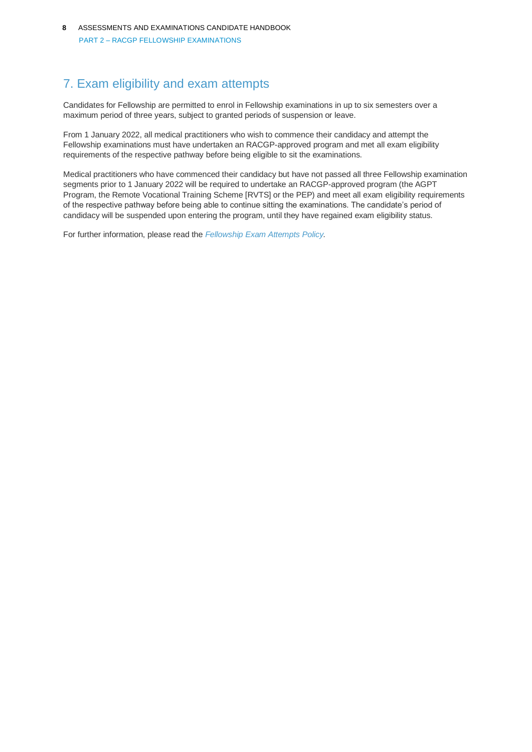## 7. Exam eligibility and exam attempts

Candidates for Fellowship are permitted to enrol in Fellowship examinations in up to six semesters over a maximum period of three years, subject to granted periods of suspension or leave.

From 1 January 2022, all medical practitioners who wish to commence their candidacy and attempt the Fellowship examinations must have undertaken an RACGP-approved program and met all exam eligibility requirements of the respective pathway before being eligible to sit the examinations.

Medical practitioners who have commenced their candidacy but have not passed all three Fellowship examination segments prior to 1 January 2022 will be required to undertake an RACGP-approved program (the AGPT Program, the Remote Vocational Training Scheme [RVTS] or the PEP) and meet all exam eligibility requirements of the respective pathway before being able to continue sitting the examinations. The candidate's period of candidacy will be suspended upon entering the program, until they have regained exam eligibility status.

For further information, please read the *Fellowship Exam Attempts Policy*.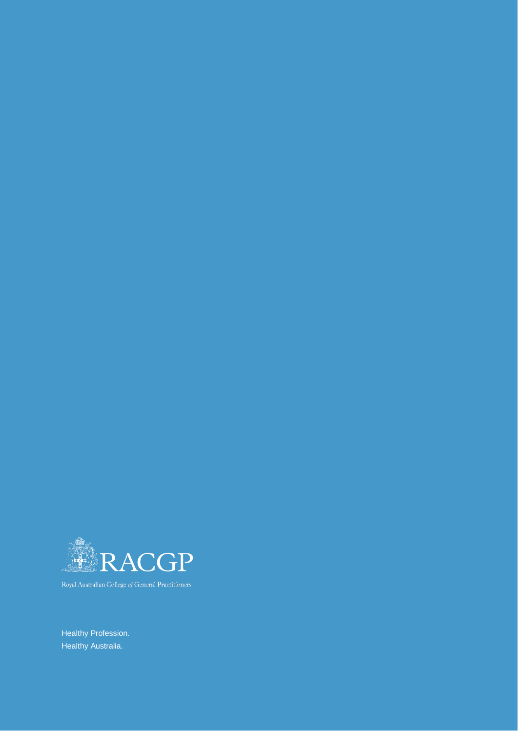RACGP

Royal Australian College *of* General Practitioners

Healthy Profession.
Healthy Australia.